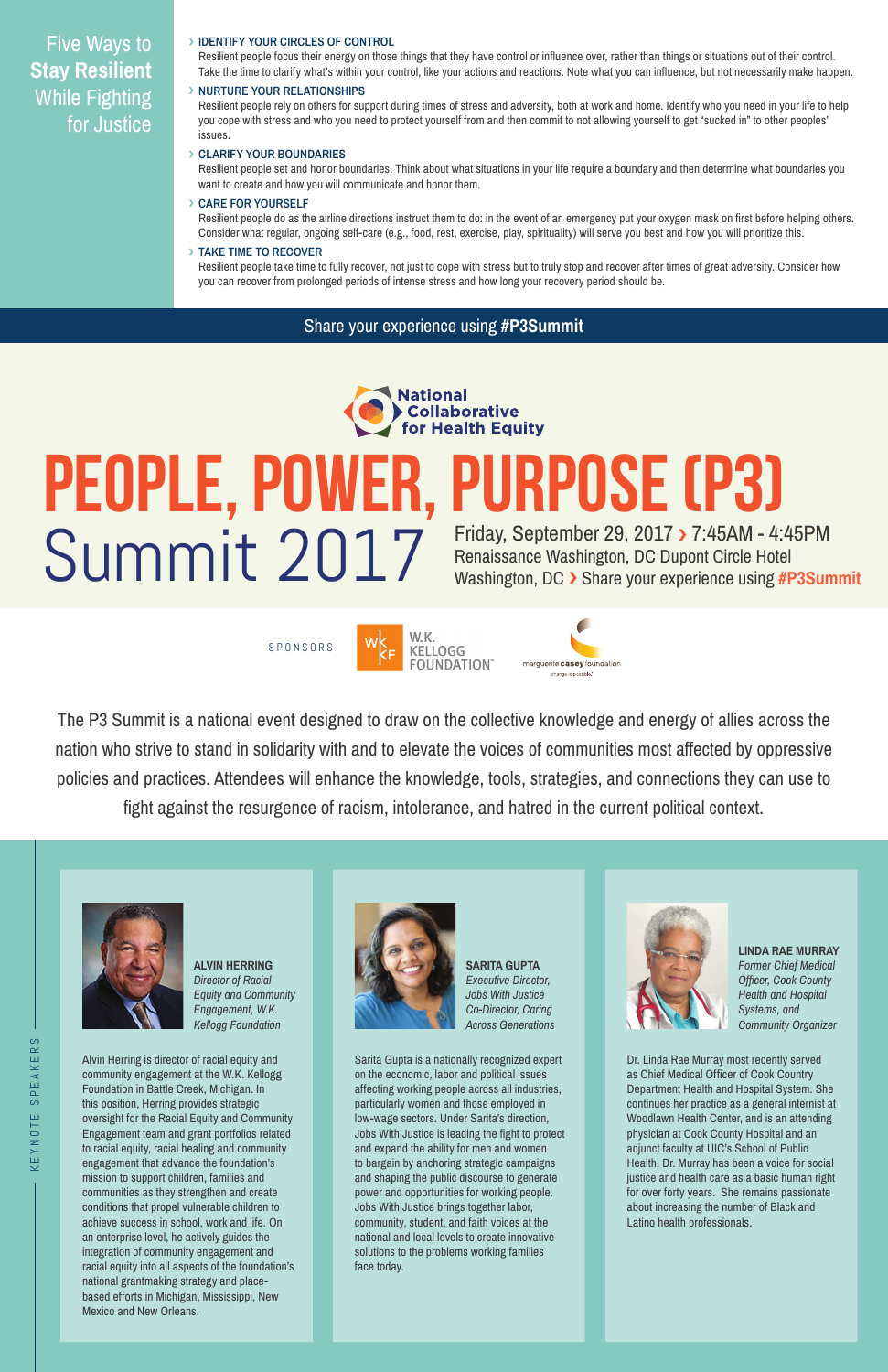## Five Ways to **Stay Resilient** While Fighting for Justice

**› IDENTIFY YOUR CIRCLES OF CONTROL**
Resilient people focus their energy on those things that they have control or influence over, rather than things or situations out of their control. Take the time to clarify what's within your control, like your actions and reactions. Note what you can influence, but not necessarily make happen.

**› NURTURE YOUR RELATIONSHIPS**
Resilient people rely on others for support during times of stress and adversity, both at work and home. Identify who you need in your life to help you cope with stress and who you need to protect yourself from and then commit to not allowing yourself to get "sucked in" to other peoples' issues.

**› CLARIFY YOUR BOUNDARIES**
Resilient people set and honor boundaries. Think about what situations in your life require a boundary and then determine what boundaries you want to create and how you will communicate and honor them.

**› CARE FOR YOURSELF**
Resilient people do as the airline directions instruct them to do: in the event of an emergency put your oxygen mask on first before helping others. Consider what regular, ongoing self-care (e.g., food, rest, exercise, play, spirituality) will serve you best and how you will prioritize this.

**› TAKE TIME TO RECOVER**
Resilient people take time to fully recover, not just to cope with stress but to truly stop and recover after times of great adversity. Consider how you can recover from prolonged periods of intense stress and how long your recovery period should be.

Share your experience using **#P3Summit**

National Collaborative for Health Equity

# PEOPLE, POWER, PURPOSE (P3) Summit 2017

Friday, September 29, 2017 › 7:45AM - 4:45PM
Renaissance Washington, DC Dupont Circle Hotel
Washington, DC › Share your experience using **#P3Summit**

SPONSORS: W.K. Kellogg Foundation, marguerite casey foundation

The P3 Summit is a national event designed to draw on the collective knowledge and energy of allies across the nation who strive to stand in solidarity with and to elevate the voices of communities most affected by oppressive policies and practices. Attendees will enhance the knowledge, tools, strategies, and connections they can use to fight against the resurgence of racism, intolerance, and hatred in the current political context.

## KEYNOTE SPEAKERS

**ALVIN HERRING**
*Director of Racial Equity and Community Engagement, W.K. Kellogg Foundation*

Alvin Herring is director of racial equity and community engagement at the W.K. Kellogg Foundation in Battle Creek, Michigan. In this position, Herring provides strategic oversight for the Racial Equity and Community Engagement team and grant portfolios related to racial equity, racial healing and community engagement that advance the foundation's mission to support children, families and communities as they strengthen and create conditions that propel vulnerable children to achieve success in school, work and life. On an enterprise level, he actively guides the integration of community engagement and racial equity into all aspects of the foundation's national grantmaking strategy and place-based efforts in Michigan, Mississippi, New Mexico and New Orleans.

**SARITA GUPTA**
*Executive Director, Jobs With Justice Co-Director, Caring Across Generations*

Sarita Gupta is a nationally recognized expert on the economic, labor and political issues affecting working people across all industries, particularly women and those employed in low-wage sectors. Under Sarita's direction, Jobs With Justice is leading the fight to protect and expand the ability for men and women to bargain by anchoring strategic campaigns and shaping the public discourse to generate power and opportunities for working people. Jobs With Justice brings together labor, community, student, and faith voices at the national and local levels to create innovative solutions to the problems working families face today.

**LINDA RAE MURRAY**
*Former Chief Medical Officer, Cook County Health and Hospital Systems, and Community Organizer*

Dr. Linda Rae Murray most recently served as Chief Medical Officer of Cook Country Department Health and Hospital System. She continues her practice as a general internist at Woodlawn Health Center, and is an attending physician at Cook County Hospital and an adjunct faculty at UIC's School of Public Health. Dr. Murray has been a voice for social justice and health care as a basic human right for over forty years. She remains passionate about increasing the number of Black and Latino health professionals.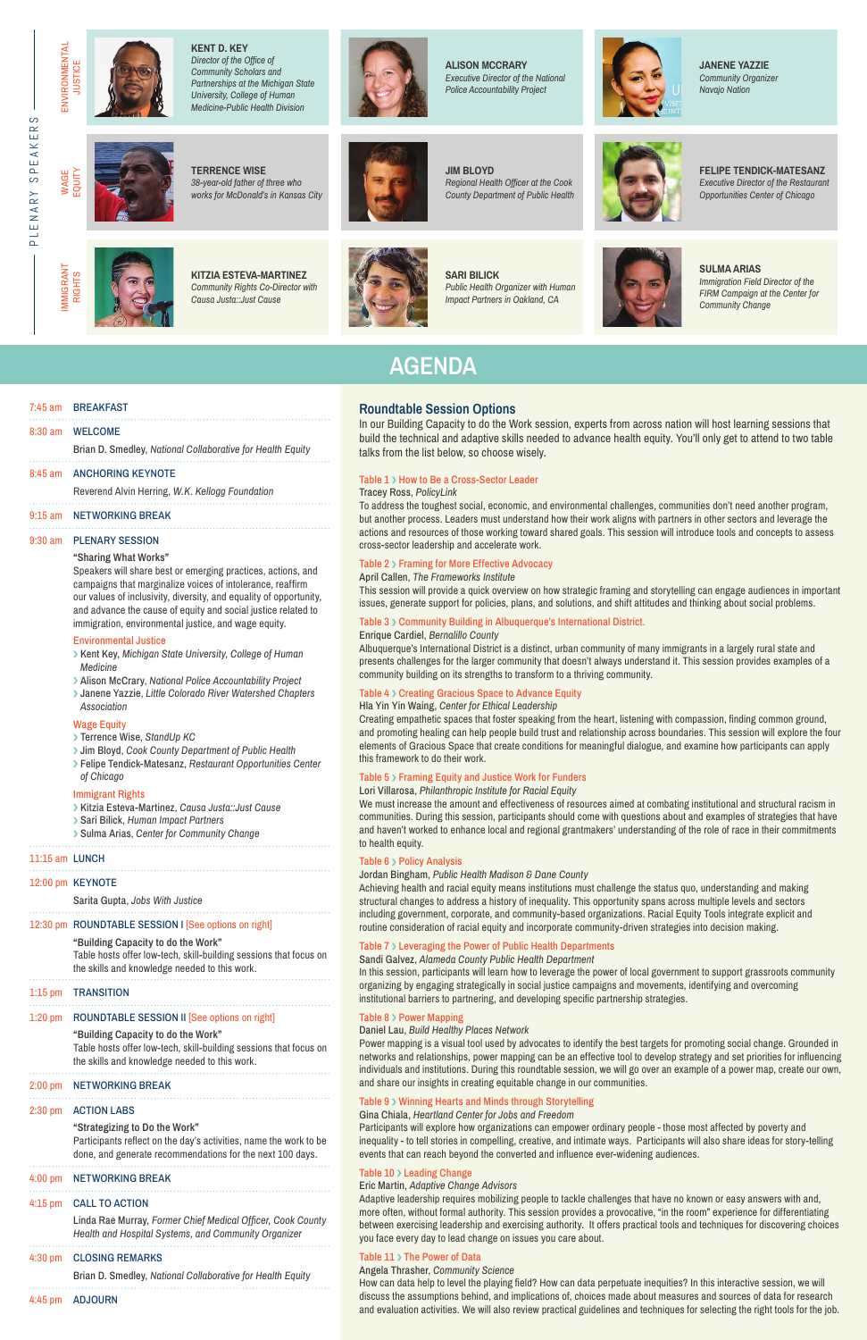## PLENARY SPEAKERS

### ENVIRONMENTAL JUSTICE

**KENT D. KEY**
*Director of the Office of Community Scholars and Partnerships at the Michigan State University, College of Human Medicine-Public Health Division*

**ALISON MCCRARY**
*Executive Director of the National Police Accountability Project*

**JANENE YAZZIE**
*Community Organizer Navajo Nation*

### WAGE EQUITY

**TERRENCE WISE**
*38-year-old father of three who works for McDonald's in Kansas City*

**JIM BLOYD**
*Regional Health Officer at the Cook County Department of Public Health*

**FELIPE TENDICK-MATESANZ**
*Executive Director of the Restaurant Opportunities Center of Chicago*

### IMMIGRANT RIGHTS

**KITZIA ESTEVA-MARTINEZ**
*Community Rights Co-Director with Causa Justa::Just Cause*

**SARI BILICK**
*Public Health Organizer with Human Impact Partners in Oakland, CA*

**SULMA ARIAS**
*Immigration Field Director of the FIRM Campaign at the Center for Community Change*

# AGENDA

**7:45 am** BREAKFAST

**8:30 am** WELCOME
Brian D. Smedley, *National Collaborative for Health Equity*

**8:45 am** ANCHORING KEYNOTE
Reverend Alvin Herring, *W.K. Kellogg Foundation*

**9:15 am** NETWORKING BREAK

**9:30 am** PLENARY SESSION
"Sharing What Works"
Speakers will share best or emerging practices, actions, and campaigns that marginalize voices of intolerance, reaffirm our values of inclusivity, diversity, and equality of opportunity, and advance the cause of equity and social justice related to immigration, environmental justice, and wage equity.

Environmental Justice
- Kent Key, *Michigan State University, College of Human Medicine*
- Alison McCrary, *National Police Accountability Project*
- Janene Yazzie, *Little Colorado River Watershed Chapters Association*

Wage Equity
- Terrence Wise, *StandUp KC*
- Jim Bloyd, *Cook County Department of Public Health*
- Felipe Tendick-Matesanz, *Restaurant Opportunities Center of Chicago*

Immigrant Rights
- Kitzia Esteva-Martinez, *Causa Justa::Just Cause*
- Sari Bilick, *Human Impact Partners*
- Sulma Arias, *Center for Community Change*

**11:15 am** LUNCH

**12:00 pm** KEYNOTE
Sarita Gupta, *Jobs With Justice*

**12:30 pm** ROUNDTABLE SESSION I [See options on right]
"Building Capacity to do the Work"
Table hosts offer low-tech, skill-building sessions that focus on the skills and knowledge needed to this work.

**1:15 pm** TRANSITION

**1:20 pm** ROUNDTABLE SESSION II [See options on right]
"Building Capacity to do the Work"
Table hosts offer low-tech, skill-building sessions that focus on the skills and knowledge needed to this work.

**2:00 pm** NETWORKING BREAK

**2:30 pm** ACTION LABS
"Strategizing to Do the Work"
Participants reflect on the day's activities, name the work to be done, and generate recommendations for the next 100 days.

**4:00 pm** NETWORKING BREAK

**4:15 pm** CALL TO ACTION
Linda Rae Murray, *Former Chief Medical Officer, Cook County Health and Hospital Systems, and Community Organizer*

**4:30 pm** CLOSING REMARKS
Brian D. Smedley, *National Collaborative for Health Equity*

**4:45 pm** ADJOURN

## Roundtable Session Options

In our Building Capacity to do the Work session, experts from across nation will host learning sessions that build the technical and adaptive skills needed to advance health equity. You'll only get to attend to two table talks from the list below, so choose wisely.

**Table 1 › How to Be a Cross-Sector Leader**
Tracey Ross, *PolicyLink*
To address the toughest social, economic, and environmental challenges, communities don't need another program, but another process. Leaders must understand how their work aligns with partners in other sectors and leverage the actions and resources of those working toward shared goals. This session will introduce tools and concepts to assess cross-sector leadership and accelerate work.

**Table 2 › Framing for More Effective Advocacy**
April Callen, *The Frameworks Institute*
This session will provide a quick overview on how strategic framing and storytelling can engage audiences in important issues, generate support for policies, plans, and solutions, and shift attitudes and thinking about social problems.

**Table 3 › Community Building in Albuquerque's International District.**
Enrique Cardiel, *Bernalillo County*
Albuquerque's International District is a distinct, urban community of many immigrants in a largely rural state and presents challenges for the larger community that doesn't always understand it. This session provides examples of a community building on its strengths to transform to a thriving community.

**Table 4 › Creating Gracious Space to Advance Equity**
Hla Yin Yin Waing, *Center for Ethical Leadership*
Creating empathetic spaces that foster speaking from the heart, listening with compassion, finding common ground, and promoting healing can help people build trust and relationship across boundaries. This session will explore the four elements of Gracious Space that create conditions for meaningful dialogue, and examine how participants can apply this framework to do their work.

**Table 5 › Framing Equity and Justice Work for Funders**
Lori Villarosa, *Philanthropic Institute for Racial Equity*
We must increase the amount and effectiveness of resources aimed at combating institutional and structural racism in communities. During this session, participants should come with questions about and examples of strategies that have and haven't worked to enhance local and regional grantmakers' understanding of the role of race in their commitments to health equity.

**Table 6 › Policy Analysis**
Jordan Bingham, *Public Health Madison & Dane County*
Achieving health and racial equity means institutions must challenge the status quo, understanding and making structural changes to address a history of inequality. This opportunity spans across multiple levels and sectors including government, corporate, and community-based organizations. Racial Equity Tools integrate explicit and routine consideration of racial equity and incorporate community-driven strategies into decision making.

**Table 7 › Leveraging the Power of Public Health Departments**
Sandi Galvez, *Alameda County Public Health Department*
In this session, participants will learn how to leverage the power of local government to support grassroots community organizing by engaging strategically in social justice campaigns and movements, identifying and overcoming institutional barriers to partnering, and developing specific partnership strategies.

**Table 8 › Power Mapping**
Daniel Lau, *Build Healthy Places Network*
Power mapping is a visual tool used by advocates to identify the best targets for promoting social change. Grounded in networks and relationships, power mapping can be an effective tool to develop strategy and set priorities for influencing individuals and institutions. During this roundtable session, we will go over an example of a power map, create our own, and share our insights in creating equitable change in our communities.

**Table 9 › Winning Hearts and Minds through Storytelling**
Gina Chiala, *Heartland Center for Jobs and Freedom*
Participants will explore how organizations can empower ordinary people - those most affected by poverty and inequality - to tell stories in compelling, creative, and intimate ways. Participants will also share ideas for story-telling events that can reach beyond the converted and influence ever-widening audiences.

**Table 10 › Leading Change**
Eric Martin, *Adaptive Change Advisors*
Adaptive leadership requires mobilizing people to tackle challenges that have no known or easy answers with and, more often, without formal authority. This session provides a provocative, "in the room" experience for differentiating between exercising leadership and exercising authority. It offers practical tools and techniques for discovering choices you face every day to lead change on issues you care about.

**Table 11 › The Power of Data**
Angela Thrasher, *Community Science*
How can data help to level the playing field? How can data perpetuate inequities? In this interactive session, we will discuss the assumptions behind, and implications of, choices made about measures and sources of data for research and evaluation activities. We will also review practical guidelines and techniques for selecting the right tools for the job.